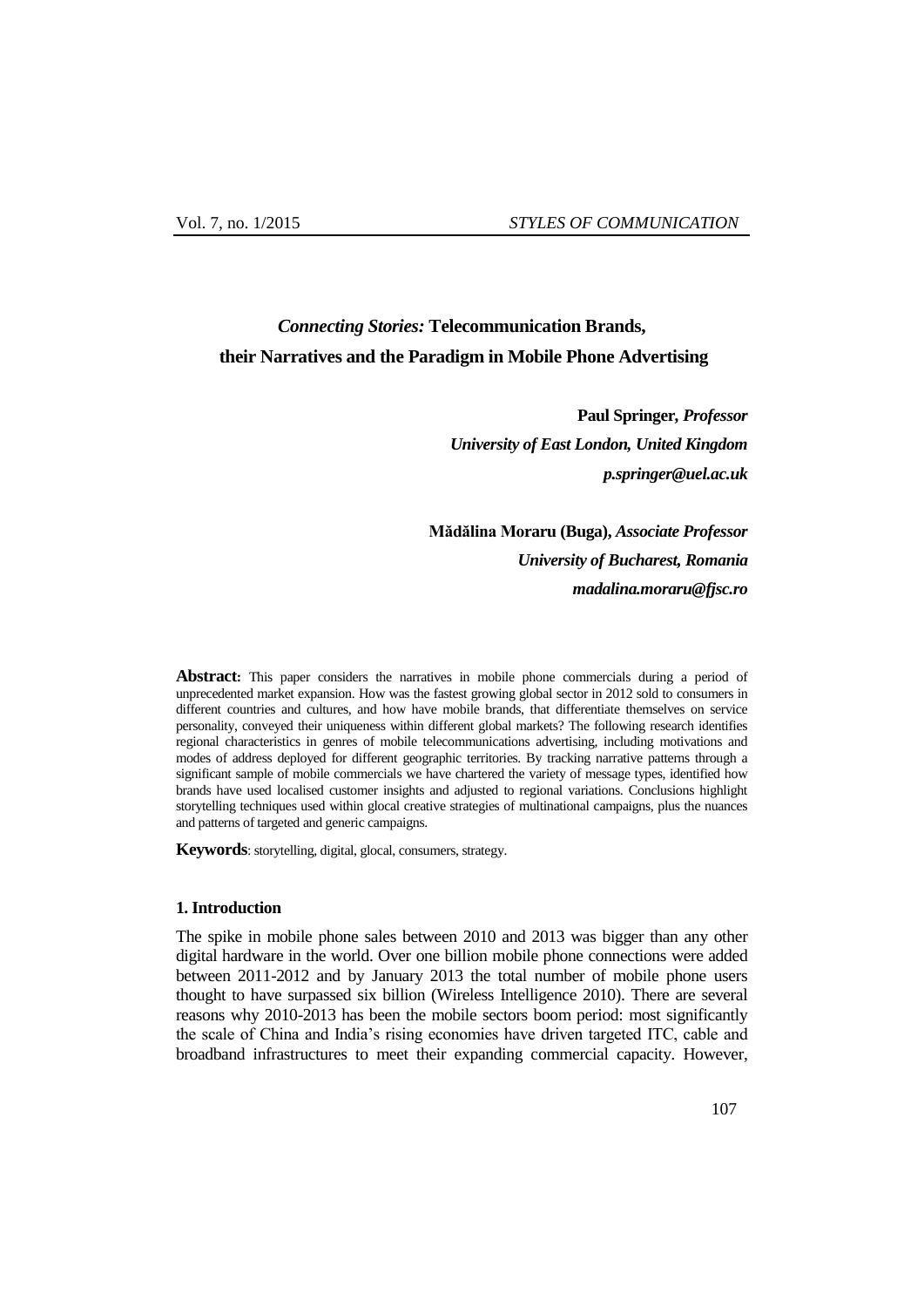# *Connecting Stories:* Telecommunication Brands, their Narratives and the Paradigm in Mobile Phone Advertising

**Paul Springer,** ***Professor***
***University of East London, United Kingdom***
***p.springer@uel.ac.uk***

**Mădălina Moraru (Buga),** ***Associate Professor***
***University of Bucharest, Romania***
***madalina.moraru@fjsc.ro***

**Abstract:** This paper considers the narratives in mobile phone commercials during a period of unprecedented market expansion. How was the fastest growing global sector in 2012 sold to consumers in different countries and cultures, and how have mobile brands, that differentiate themselves on service personality, conveyed their uniqueness within different global markets? The following research identifies regional characteristics in genres of mobile telecommunications advertising, including motivations and modes of address deployed for different geographic territories. By tracking narrative patterns through a significant sample of mobile commercials we have chartered the variety of message types, identified how brands have used localised customer insights and adjusted to regional variations. Conclusions highlight storytelling techniques used within glocal creative strategies of multinational campaigns, plus the nuances and patterns of targeted and generic campaigns.

**Keywords**: storytelling, digital, glocal, consumers, strategy.

## 1. Introduction

The spike in mobile phone sales between 2010 and 2013 was bigger than any other digital hardware in the world. Over one billion mobile phone connections were added between 2011-2012 and by January 2013 the total number of mobile phone users thought to have surpassed six billion (Wireless Intelligence 2010). There are several reasons why 2010-2013 has been the mobile sectors boom period: most significantly the scale of China and India's rising economies have driven targeted ITC, cable and broadband infrastructures to meet their expanding commercial capacity. However,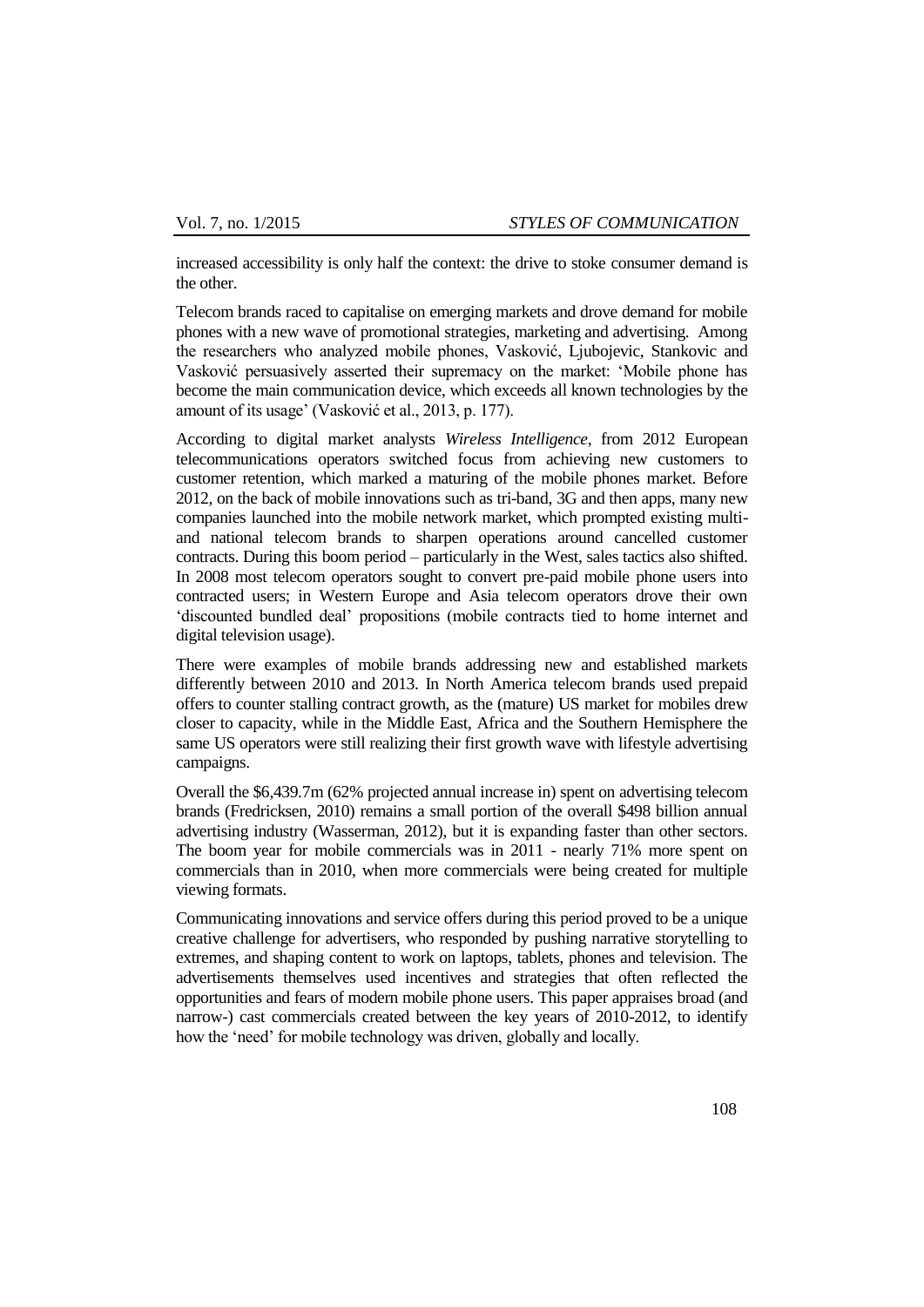increased accessibility is only half the context: the drive to stoke consumer demand is the other.

Telecom brands raced to capitalise on emerging markets and drove demand for mobile phones with a new wave of promotional strategies, marketing and advertising. Among the researchers who analyzed mobile phones, Vasković, Ljubojevic, Stankovic and Vasković persuasively asserted their supremacy on the market: 'Mobile phone has become the main communication device, which exceeds all known technologies by the amount of its usage' (Vasković et al., 2013, p. 177).

According to digital market analysts *Wireless Intelligence*, from 2012 European telecommunications operators switched focus from achieving new customers to customer retention, which marked a maturing of the mobile phones market. Before 2012, on the back of mobile innovations such as tri-band, 3G and then apps, many new companies launched into the mobile network market, which prompted existing multi- and national telecom brands to sharpen operations around cancelled customer contracts. During this boom period – particularly in the West, sales tactics also shifted. In 2008 most telecom operators sought to convert pre-paid mobile phone users into contracted users; in Western Europe and Asia telecom operators drove their own 'discounted bundled deal' propositions (mobile contracts tied to home internet and digital television usage).

There were examples of mobile brands addressing new and established markets differently between 2010 and 2013. In North America telecom brands used prepaid offers to counter stalling contract growth, as the (mature) US market for mobiles drew closer to capacity, while in the Middle East, Africa and the Southern Hemisphere the same US operators were still realizing their first growth wave with lifestyle advertising campaigns.

Overall the $6,439.7m (62% projected annual increase in) spent on advertising telecom brands (Fredricksen, 2010) remains a small portion of the overall $498 billion annual advertising industry (Wasserman, 2012), but it is expanding faster than other sectors. The boom year for mobile commercials was in 2011 - nearly 71% more spent on commercials than in 2010, when more commercials were being created for multiple viewing formats.

Communicating innovations and service offers during this period proved to be a unique creative challenge for advertisers, who responded by pushing narrative storytelling to extremes, and shaping content to work on laptops, tablets, phones and television. The advertisements themselves used incentives and strategies that often reflected the opportunities and fears of modern mobile phone users. This paper appraises broad (and narrow-) cast commercials created between the key years of 2010-2012, to identify how the 'need' for mobile technology was driven, globally and locally.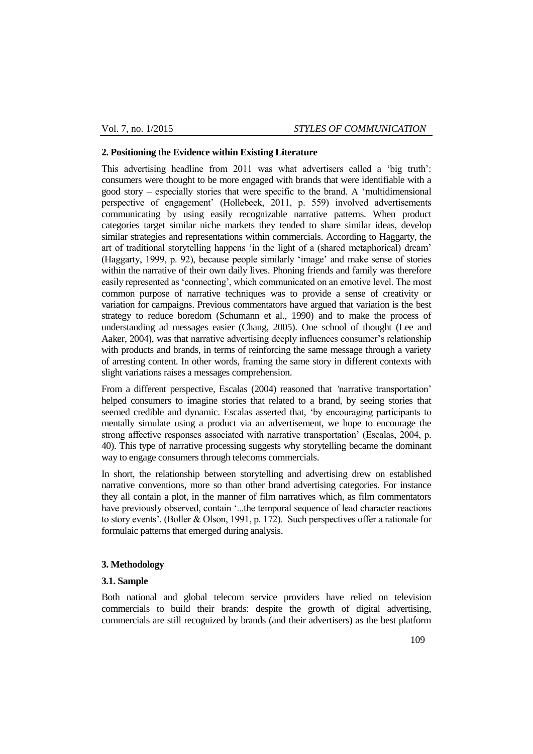## 2. Positioning the Evidence within Existing Literature

This advertising headline from 2011 was what advertisers called a 'big truth': consumers were thought to be more engaged with brands that were identifiable with a good story – especially stories that were specific to the brand. A 'multidimensional perspective of engagement' (Hollebeek, 2011, p. 559) involved advertisements communicating by using easily recognizable narrative patterns. When product categories target similar niche markets they tended to share similar ideas, develop similar strategies and representations within commercials. According to Haggarty, the art of traditional storytelling happens 'in the light of a (shared metaphorical) dream' (Haggarty, 1999, p. 92), because people similarly 'image' and make sense of stories within the narrative of their own daily lives. Phoning friends and family was therefore easily represented as 'connecting', which communicated on an emotive level. The most common purpose of narrative techniques was to provide a sense of creativity or variation for campaigns. Previous commentators have argued that variation is the best strategy to reduce boredom (Schumann et al., 1990) and to make the process of understanding ad messages easier (Chang, 2005). One school of thought (Lee and Aaker, 2004), was that narrative advertising deeply influences consumer's relationship with products and brands, in terms of reinforcing the same message through a variety of arresting content. In other words, framing the same story in different contexts with slight variations raises a messages comprehension.

From a different perspective, Escalas (2004) reasoned that *'*narrative transportation' helped consumers to imagine stories that related to a brand, by seeing stories that seemed credible and dynamic. Escalas asserted that, 'by encouraging participants to mentally simulate using a product via an advertisement, we hope to encourage the strong affective responses associated with narrative transportation' (Escalas, 2004, p. 40). This type of narrative processing suggests why storytelling became the dominant way to engage consumers through telecoms commercials.

In short, the relationship between storytelling and advertising drew on established narrative conventions, more so than other brand advertising categories. For instance they all contain a plot, in the manner of film narratives which, as film commentators have previously observed, contain '...the temporal sequence of lead character reactions to story events'. (Boller & Olson, 1991, p. 172). Such perspectives offer a rationale for formulaic patterns that emerged during analysis.

## 3. Methodology

### 3.1. Sample

Both national and global telecom service providers have relied on television commercials to build their brands: despite the growth of digital advertising, commercials are still recognized by brands (and their advertisers) as the best platform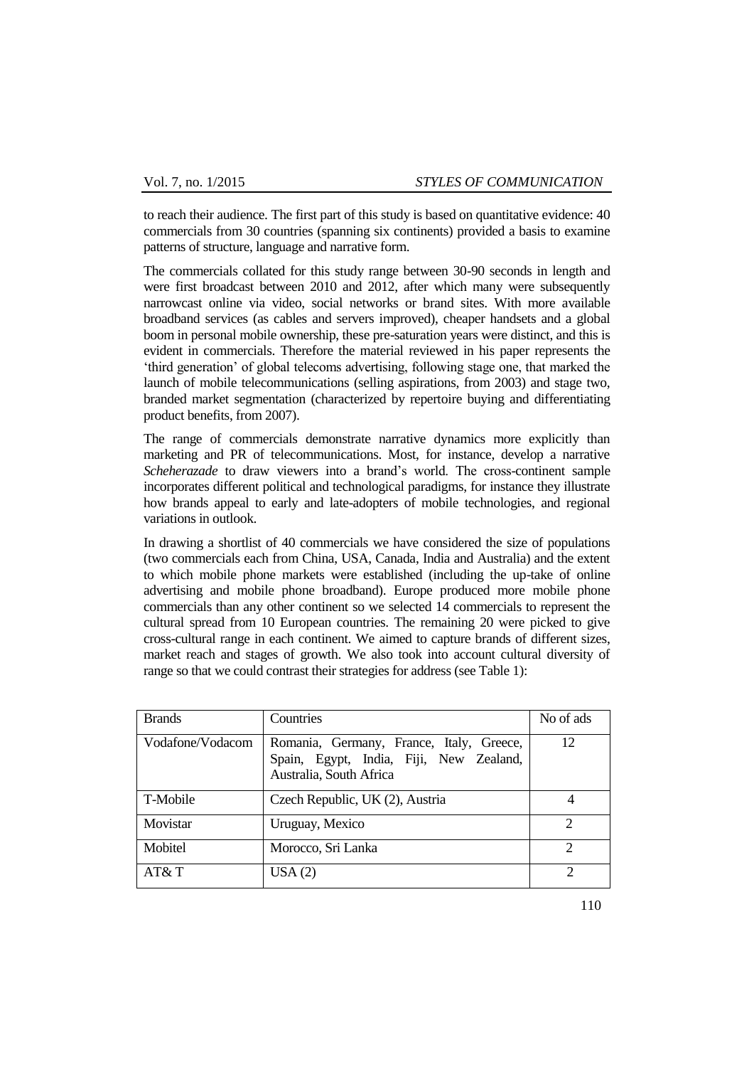to reach their audience. The first part of this study is based on quantitative evidence: 40 commercials from 30 countries (spanning six continents) provided a basis to examine patterns of structure, language and narrative form.

The commercials collated for this study range between 30-90 seconds in length and were first broadcast between 2010 and 2012, after which many were subsequently narrowcast online via video, social networks or brand sites. With more available broadband services (as cables and servers improved), cheaper handsets and a global boom in personal mobile ownership, these pre-saturation years were distinct, and this is evident in commercials. Therefore the material reviewed in his paper represents the 'third generation' of global telecoms advertising, following stage one, that marked the launch of mobile telecommunications (selling aspirations, from 2003) and stage two, branded market segmentation (characterized by repertoire buying and differentiating product benefits, from 2007).

The range of commercials demonstrate narrative dynamics more explicitly than marketing and PR of telecommunications. Most, for instance, develop a narrative *Scheherazade* to draw viewers into a brand's world. The cross-continent sample incorporates different political and technological paradigms, for instance they illustrate how brands appeal to early and late-adopters of mobile technologies, and regional variations in outlook.

In drawing a shortlist of 40 commercials we have considered the size of populations (two commercials each from China, USA, Canada, India and Australia) and the extent to which mobile phone markets were established (including the up-take of online advertising and mobile phone broadband). Europe produced more mobile phone commercials than any other continent so we selected 14 commercials to represent the cultural spread from 10 European countries. The remaining 20 were picked to give cross-cultural range in each continent. We aimed to capture brands of different sizes, market reach and stages of growth. We also took into account cultural diversity of range so that we could contrast their strategies for address (see Table 1):

| Brands | Countries | No of ads |
|---|---|---|
| Vodafone/Vodacom | Romania, Germany, France, Italy, Greece, Spain, Egypt, India, Fiji, New Zealand, Australia, South Africa | 12 |
| T-Mobile | Czech Republic, UK (2), Austria | 4 |
| Movistar | Uruguay, Mexico | 2 |
| Mobitel | Morocco, Sri Lanka | 2 |
| AT& T | USA (2) | 2 |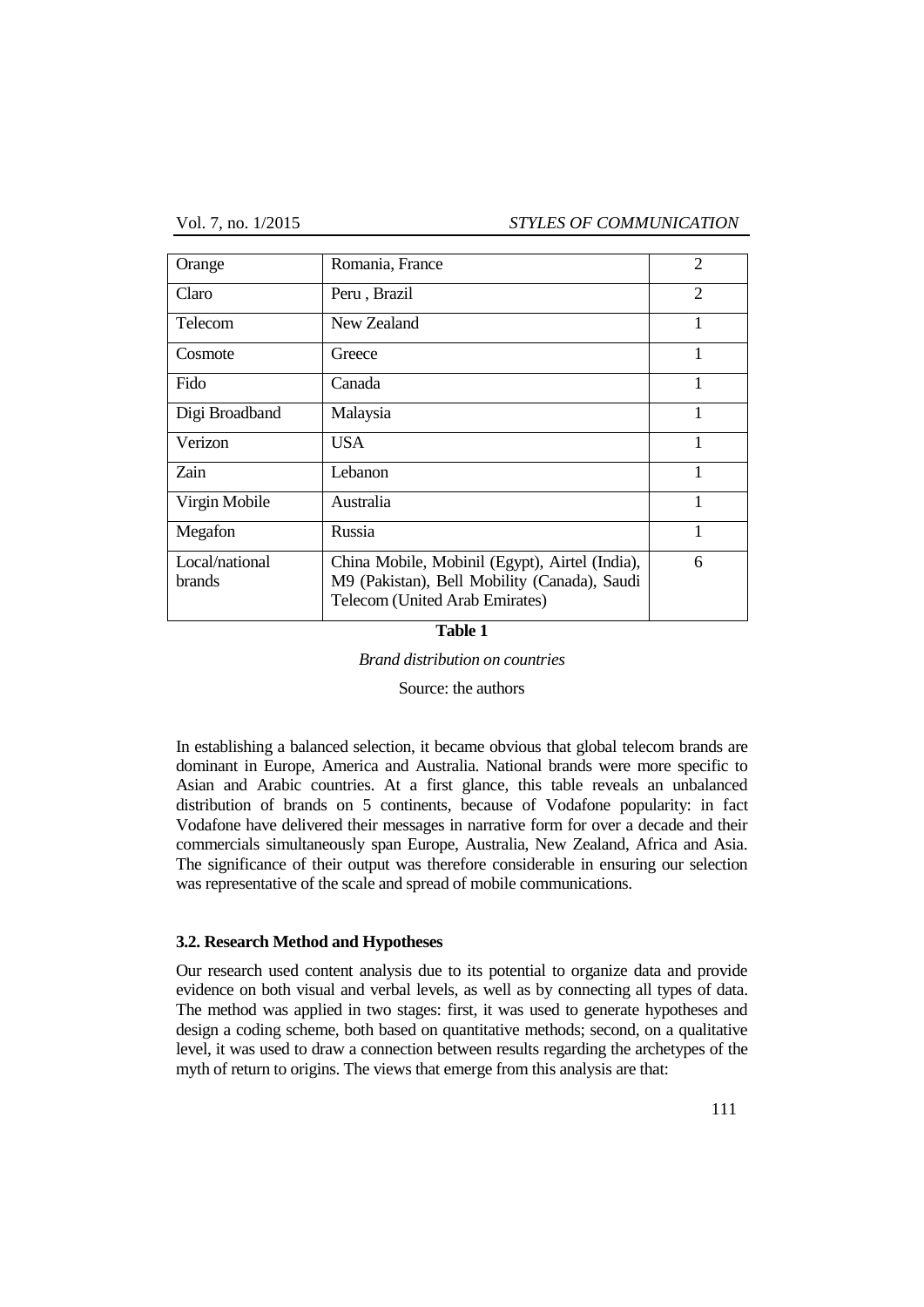| Orange | Romania, France | 2 |
|---|---|---|
| Claro | Peru , Brazil | 2 |
| Telecom | New Zealand | 1 |
| Cosmote | Greece | 1 |
| Fido | Canada | 1 |
| Digi Broadband | Malaysia | 1 |
| Verizon | USA | 1 |
| Zain | Lebanon | 1 |
| Virgin Mobile | Australia | 1 |
| Megafon | Russia | 1 |
| Local/national brands | China Mobile, Mobinil (Egypt), Airtel (India), M9 (Pakistan), Bell Mobility (Canada), Saudi Telecom (United Arab Emirates) | 6 |

**Table 1**

*Brand distribution on countries*

Source: the authors

In establishing a balanced selection, it became obvious that global telecom brands are dominant in Europe, America and Australia. National brands were more specific to Asian and Arabic countries. At a first glance, this table reveals an unbalanced distribution of brands on 5 continents, because of Vodafone popularity: in fact Vodafone have delivered their messages in narrative form for over a decade and their commercials simultaneously span Europe, Australia, New Zealand, Africa and Asia. The significance of their output was therefore considerable in ensuring our selection was representative of the scale and spread of mobile communications.

### 3.2. Research Method and Hypotheses

Our research used content analysis due to its potential to organize data and provide evidence on both visual and verbal levels, as well as by connecting all types of data. The method was applied in two stages: first, it was used to generate hypotheses and design a coding scheme, both based on quantitative methods; second, on a qualitative level, it was used to draw a connection between results regarding the archetypes of the myth of return to origins. The views that emerge from this analysis are that: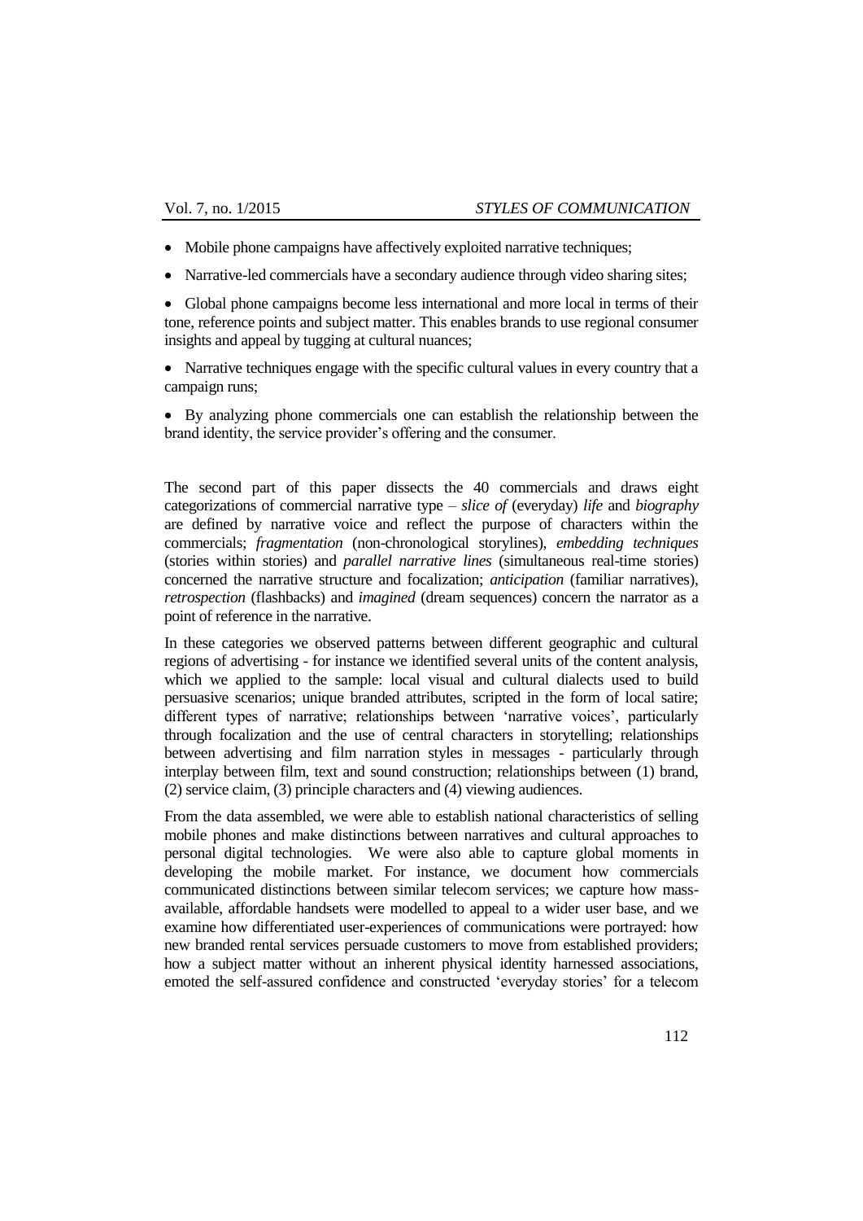- Mobile phone campaigns have affectively exploited narrative techniques;
- Narrative-led commercials have a secondary audience through video sharing sites;
- Global phone campaigns become less international and more local in terms of their tone, reference points and subject matter. This enables brands to use regional consumer insights and appeal by tugging at cultural nuances;
- Narrative techniques engage with the specific cultural values in every country that a campaign runs;
- By analyzing phone commercials one can establish the relationship between the brand identity, the service provider's offering and the consumer.

The second part of this paper dissects the 40 commercials and draws eight categorizations of commercial narrative type – *slice of* (everyday) *life* and *biography* are defined by narrative voice and reflect the purpose of characters within the commercials; *fragmentation* (non-chronological storylines), *embedding techniques* (stories within stories) and *parallel narrative lines* (simultaneous real-time stories) concerned the narrative structure and focalization; *anticipation* (familiar narratives), *retrospection* (flashbacks) and *imagined* (dream sequences) concern the narrator as a point of reference in the narrative.

In these categories we observed patterns between different geographic and cultural regions of advertising - for instance we identified several units of the content analysis, which we applied to the sample: local visual and cultural dialects used to build persuasive scenarios; unique branded attributes, scripted in the form of local satire; different types of narrative; relationships between 'narrative voices', particularly through focalization and the use of central characters in storytelling; relationships between advertising and film narration styles in messages - particularly through interplay between film, text and sound construction; relationships between (1) brand, (2) service claim, (3) principle characters and (4) viewing audiences.

From the data assembled, we were able to establish national characteristics of selling mobile phones and make distinctions between narratives and cultural approaches to personal digital technologies. We were also able to capture global moments in developing the mobile market. For instance, we document how commercials communicated distinctions between similar telecom services; we capture how mass-available, affordable handsets were modelled to appeal to a wider user base, and we examine how differentiated user-experiences of communications were portrayed: how new branded rental services persuade customers to move from established providers; how a subject matter without an inherent physical identity harnessed associations, emoted the self-assured confidence and constructed 'everyday stories' for a telecom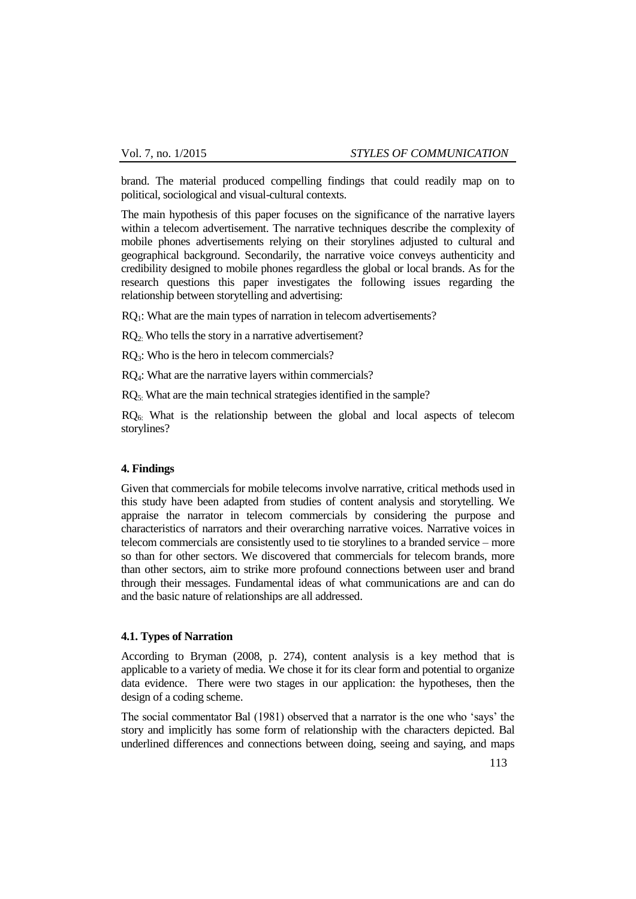brand. The material produced compelling findings that could readily map on to political, sociological and visual-cultural contexts.

The main hypothesis of this paper focuses on the significance of the narrative layers within a telecom advertisement. The narrative techniques describe the complexity of mobile phones advertisements relying on their storylines adjusted to cultural and geographical background. Secondarily, the narrative voice conveys authenticity and credibility designed to mobile phones regardless the global or local brands. As for the research questions this paper investigates the following issues regarding the relationship between storytelling and advertising:

$RQ_1$: What are the main types of narration in telecom advertisements?

$RQ_2$: Who tells the story in a narrative advertisement?

$RQ_3$: Who is the hero in telecom commercials?

$RQ_4$: What are the narrative layers within commercials?

$RQ_5$: What are the main technical strategies identified in the sample?

$RQ_6$: What is the relationship between the global and local aspects of telecom storylines?

## 4. Findings

Given that commercials for mobile telecoms involve narrative, critical methods used in this study have been adapted from studies of content analysis and storytelling. We appraise the narrator in telecom commercials by considering the purpose and characteristics of narrators and their overarching narrative voices. Narrative voices in telecom commercials are consistently used to tie storylines to a branded service – more so than for other sectors. We discovered that commercials for telecom brands, more than other sectors, aim to strike more profound connections between user and brand through their messages. Fundamental ideas of what communications are and can do and the basic nature of relationships are all addressed.

### 4.1. Types of Narration

According to Bryman (2008, p. 274), content analysis is a key method that is applicable to a variety of media. We chose it for its clear form and potential to organize data evidence. There were two stages in our application: the hypotheses, then the design of a coding scheme.

The social commentator Bal (1981) observed that a narrator is the one who 'says' the story and implicitly has some form of relationship with the characters depicted. Bal underlined differences and connections between doing, seeing and saying, and maps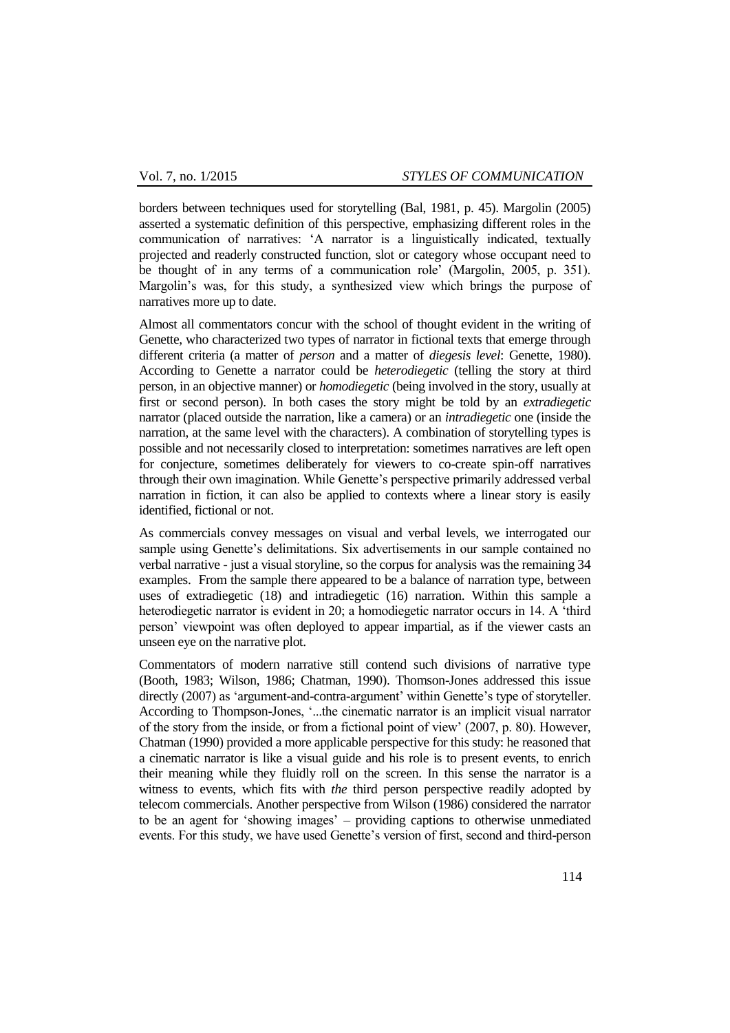borders between techniques used for storytelling (Bal, 1981, p. 45). Margolin (2005) asserted a systematic definition of this perspective, emphasizing different roles in the communication of narratives: 'A narrator is a linguistically indicated, textually projected and readerly constructed function, slot or category whose occupant need to be thought of in any terms of a communication role' (Margolin, 2005, p. 351). Margolin's was, for this study, a synthesized view which brings the purpose of narratives more up to date.

Almost all commentators concur with the school of thought evident in the writing of Genette, who characterized two types of narrator in fictional texts that emerge through different criteria (a matter of *person* and a matter of *diegesis level*: Genette, 1980). According to Genette a narrator could be *heterodiegetic* (telling the story at third person, in an objective manner) or *homodiegetic* (being involved in the story, usually at first or second person). In both cases the story might be told by an *extradiegetic* narrator (placed outside the narration, like a camera) or an *intradiegetic* one (inside the narration, at the same level with the characters). A combination of storytelling types is possible and not necessarily closed to interpretation: sometimes narratives are left open for conjecture, sometimes deliberately for viewers to co-create spin-off narratives through their own imagination. While Genette's perspective primarily addressed verbal narration in fiction, it can also be applied to contexts where a linear story is easily identified, fictional or not.

As commercials convey messages on visual and verbal levels, we interrogated our sample using Genette's delimitations. Six advertisements in our sample contained no verbal narrative - just a visual storyline, so the corpus for analysis was the remaining 34 examples. From the sample there appeared to be a balance of narration type, between uses of extradiegetic (18) and intradiegetic (16) narration. Within this sample a heterodiegetic narrator is evident in 20; a homodiegetic narrator occurs in 14. A 'third person' viewpoint was often deployed to appear impartial, as if the viewer casts an unseen eye on the narrative plot.

Commentators of modern narrative still contend such divisions of narrative type (Booth, 1983; Wilson, 1986; Chatman, 1990). Thomson-Jones addressed this issue directly (2007) as 'argument-and-contra-argument' within Genette's type of storyteller. According to Thompson-Jones, '...the cinematic narrator is an implicit visual narrator of the story from the inside, or from a fictional point of view' (2007, p. 80). However, Chatman (1990) provided a more applicable perspective for this study: he reasoned that a cinematic narrator is like a visual guide and his role is to present events, to enrich their meaning while they fluidly roll on the screen. In this sense the narrator is a witness to events, which fits with *the* third person perspective readily adopted by telecom commercials. Another perspective from Wilson (1986) considered the narrator to be an agent for 'showing images' – providing captions to otherwise unmediated events. For this study, we have used Genette's version of first, second and third-person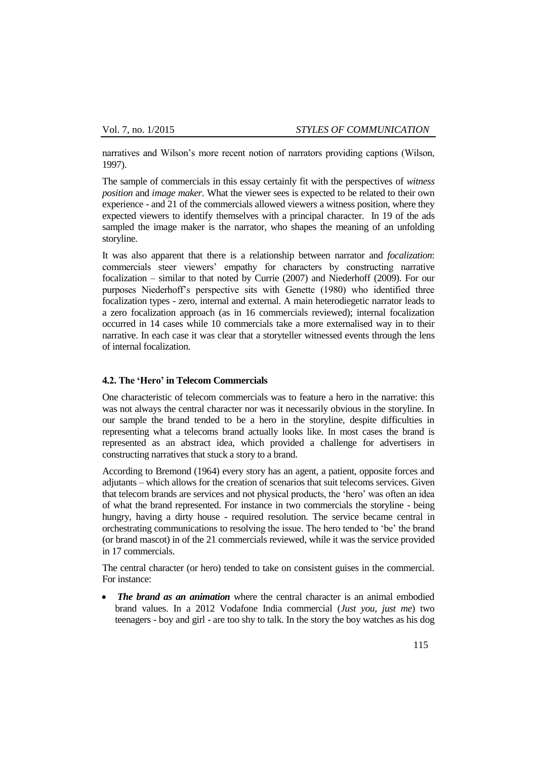narratives and Wilson's more recent notion of narrators providing captions (Wilson, 1997).

The sample of commercials in this essay certainly fit with the perspectives of *witness position* and *image maker*. What the viewer sees is expected to be related to their own experience - and 21 of the commercials allowed viewers a witness position, where they expected viewers to identify themselves with a principal character. In 19 of the ads sampled the image maker is the narrator, who shapes the meaning of an unfolding storyline.

It was also apparent that there is a relationship between narrator and *focalization*: commercials steer viewers' empathy for characters by constructing narrative focalization – similar to that noted by Currie (2007) and Niederhoff (2009). For our purposes Niederhoff's perspective sits with Genette (1980) who identified three focalization types - zero, internal and external. A main heterodiegetic narrator leads to a zero focalization approach (as in 16 commercials reviewed); internal focalization occurred in 14 cases while 10 commercials take a more externalised way in to their narrative. In each case it was clear that a storyteller witnessed events through the lens of internal focalization.

### 4.2. The 'Hero' in Telecom Commercials

One characteristic of telecom commercials was to feature a hero in the narrative: this was not always the central character nor was it necessarily obvious in the storyline. In our sample the brand tended to be a hero in the storyline, despite difficulties in representing what a telecoms brand actually looks like. In most cases the brand is represented as an abstract idea, which provided a challenge for advertisers in constructing narratives that stuck a story to a brand.

According to Bremond (1964) every story has an agent, a patient, opposite forces and adjutants – which allows for the creation of scenarios that suit telecoms services. Given that telecom brands are services and not physical products, the 'hero' was often an idea of what the brand represented. For instance in two commercials the storyline - being hungry, having a dirty house - required resolution. The service became central in orchestrating communications to resolving the issue. The hero tended to 'be' the brand (or brand mascot) in of the 21 commercials reviewed, while it was the service provided in 17 commercials.

The central character (or hero) tended to take on consistent guises in the commercial. For instance:

- ***The brand as an animation*** where the central character is an animal embodied brand values. In a 2012 Vodafone India commercial (*Just you, just me*) two teenagers - boy and girl - are too shy to talk. In the story the boy watches as his dog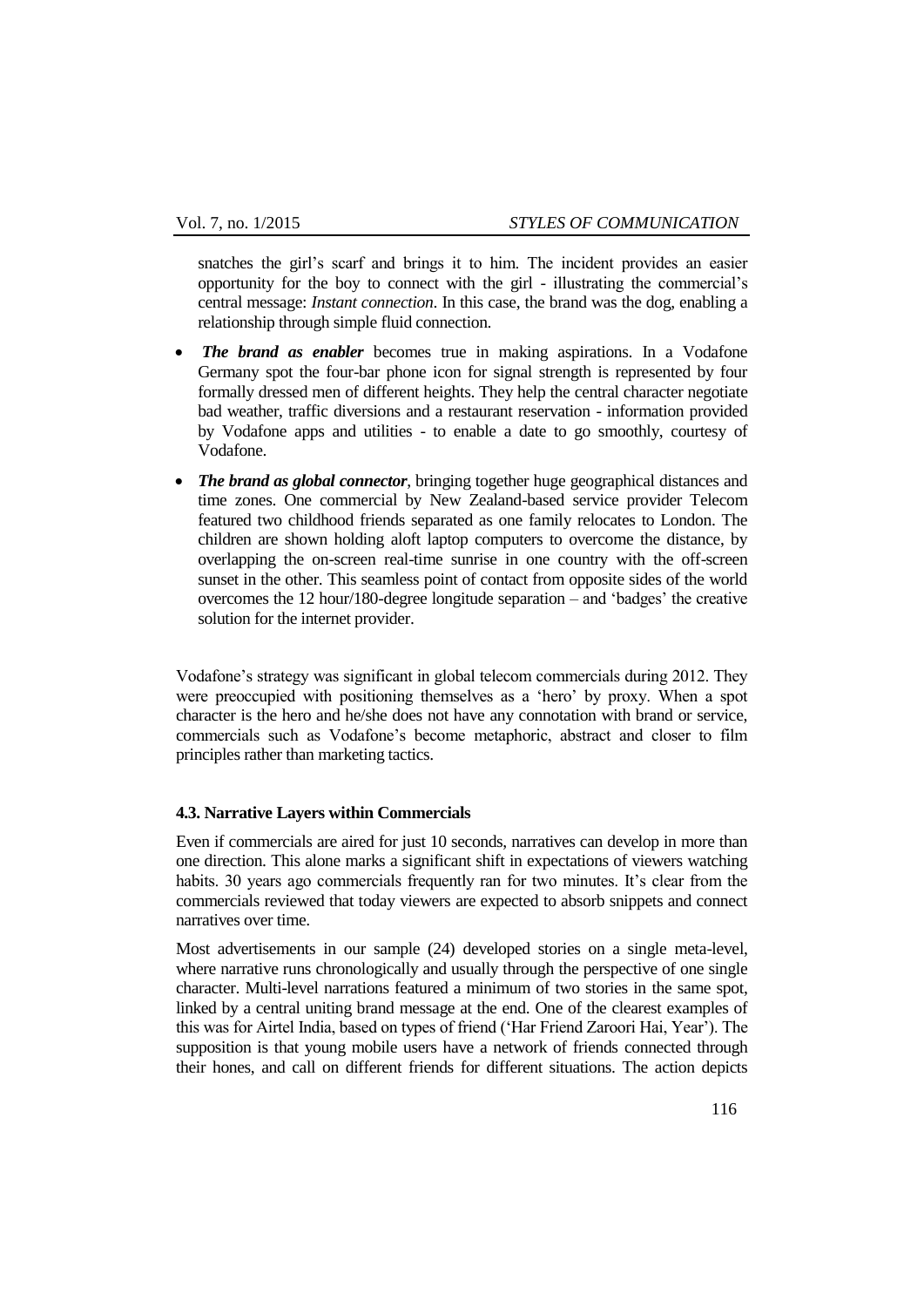snatches the girl's scarf and brings it to him. The incident provides an easier opportunity for the boy to connect with the girl - illustrating the commercial's central message: *Instant connection*. In this case, the brand was the dog, enabling a relationship through simple fluid connection.

- ***The brand as enabler*** becomes true in making aspirations. In a Vodafone Germany spot the four-bar phone icon for signal strength is represented by four formally dressed men of different heights. They help the central character negotiate bad weather, traffic diversions and a restaurant reservation - information provided by Vodafone apps and utilities - to enable a date to go smoothly, courtesy of Vodafone.
- ***The brand as global connector***, bringing together huge geographical distances and time zones. One commercial by New Zealand-based service provider Telecom featured two childhood friends separated as one family relocates to London. The children are shown holding aloft laptop computers to overcome the distance, by overlapping the on-screen real-time sunrise in one country with the off-screen sunset in the other. This seamless point of contact from opposite sides of the world overcomes the 12 hour/180-degree longitude separation – and 'badges' the creative solution for the internet provider.

Vodafone's strategy was significant in global telecom commercials during 2012. They were preoccupied with positioning themselves as a 'hero' by proxy. When a spot character is the hero and he/she does not have any connotation with brand or service, commercials such as Vodafone's become metaphoric, abstract and closer to film principles rather than marketing tactics.

### 4.3. Narrative Layers within Commercials

Even if commercials are aired for just 10 seconds, narratives can develop in more than one direction. This alone marks a significant shift in expectations of viewers watching habits. 30 years ago commercials frequently ran for two minutes. It's clear from the commercials reviewed that today viewers are expected to absorb snippets and connect narratives over time.

Most advertisements in our sample (24) developed stories on a single meta-level, where narrative runs chronologically and usually through the perspective of one single character. Multi-level narrations featured a minimum of two stories in the same spot, linked by a central uniting brand message at the end. One of the clearest examples of this was for Airtel India, based on types of friend ('Har Friend Zaroori Hai, Year'). The supposition is that young mobile users have a network of friends connected through their hones, and call on different friends for different situations. The action depicts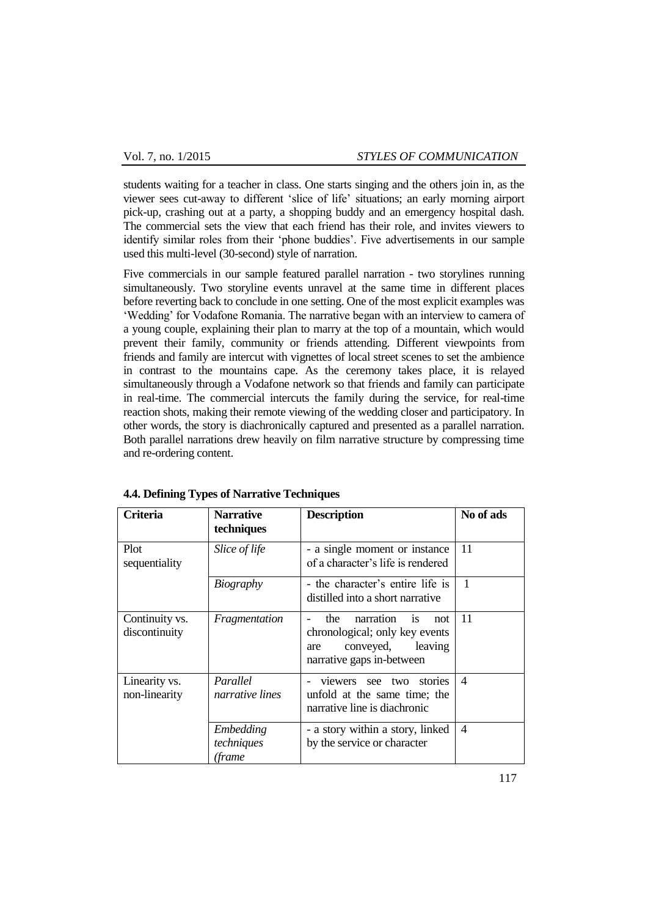students waiting for a teacher in class. One starts singing and the others join in, as the viewer sees cut-away to different 'slice of life' situations; an early morning airport pick-up, crashing out at a party, a shopping buddy and an emergency hospital dash. The commercial sets the view that each friend has their role, and invites viewers to identify similar roles from their 'phone buddies'. Five advertisements in our sample used this multi-level (30-second) style of narration.

Five commercials in our sample featured parallel narration - two storylines running simultaneously. Two storyline events unravel at the same time in different places before reverting back to conclude in one setting. One of the most explicit examples was 'Wedding' for Vodafone Romania. The narrative began with an interview to camera of a young couple, explaining their plan to marry at the top of a mountain, which would prevent their family, community or friends attending. Different viewpoints from friends and family are intercut with vignettes of local street scenes to set the ambience in contrast to the mountains cape. As the ceremony takes place, it is relayed simultaneously through a Vodafone network so that friends and family can participate in real-time. The commercial intercuts the family during the service, for real-time reaction shots, making their remote viewing of the wedding closer and participatory. In other words, the story is diachronically captured and presented as a parallel narration. Both parallel narrations drew heavily on film narrative structure by compressing time and re-ordering content.

### 4.4. Defining Types of Narrative Techniques

| **Criteria** | **Narrative techniques** | **Description** | **No of ads** |
|---|---|---|---|
| Plot sequentiality | *Slice of life* | - a single moment or instance of a character's life is rendered | 11 |
| | *Biography* | - the character's entire life is distilled into a short narrative | 1 |
| Continuity vs. discontinuity | *Fragmentation* | - the narration is not chronological; only key events are conveyed, leaving narrative gaps in-between | 11 |
| Linearity vs. non-linearity | *Parallel narrative lines* | - viewers see two stories unfold at the same time; the narrative line is diachronic | 4 |
| | *Embedding techniques (frame* | - a story within a story, linked by the service or character | 4 |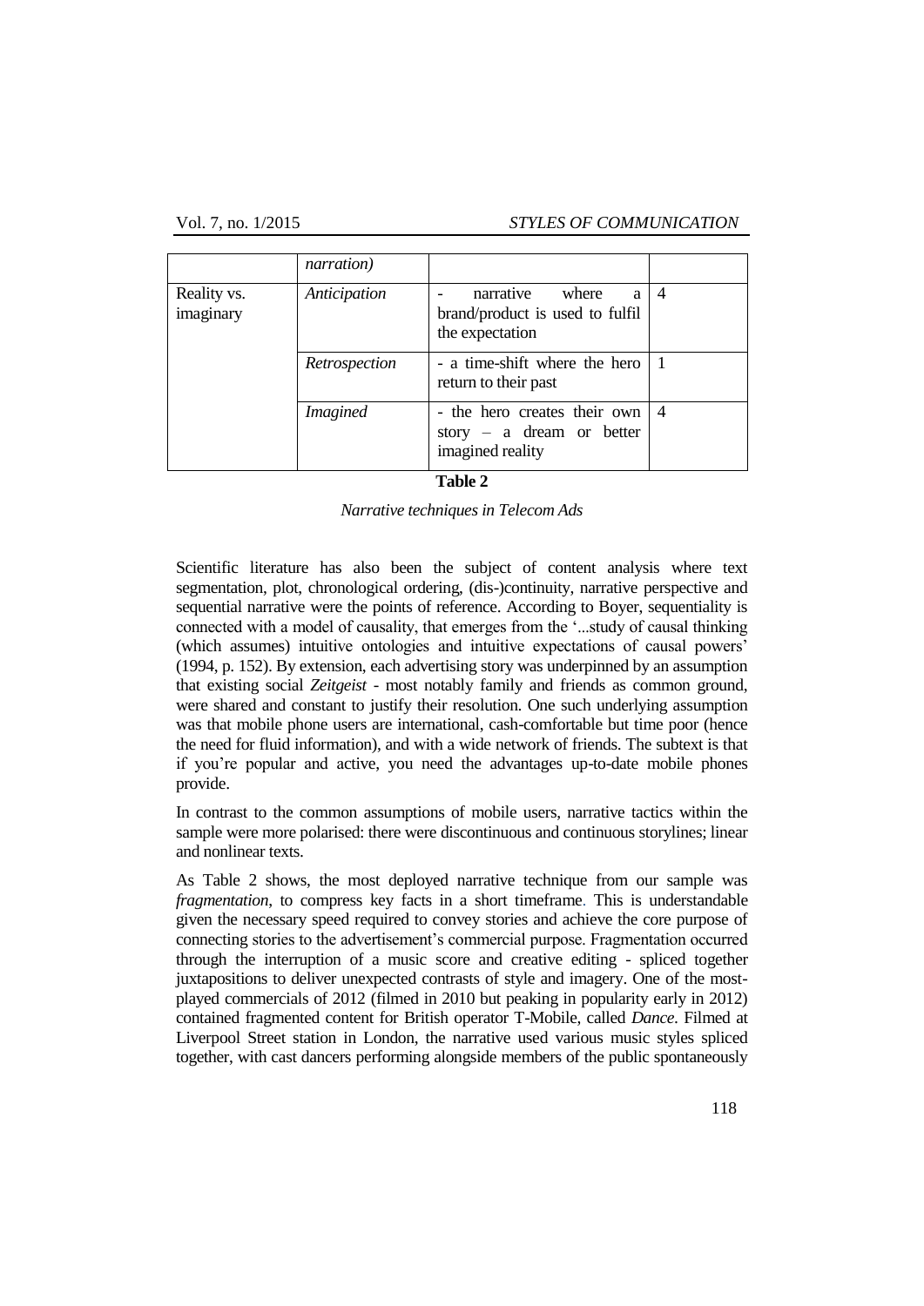| | *narration)* | | |
|---|---|---|---|
| Reality vs. imaginary | *Anticipation* | - narrative where a brand/product is used to fulfil the expectation | 4 |
| | *Retrospection* | - a time-shift where the hero return to their past | 1 |
| | *Imagined* | - the hero creates their own story – a dream or better imagined reality | 4 |

**Table 2**

*Narrative techniques in Telecom Ads*

Scientific literature has also been the subject of content analysis where text segmentation, plot, chronological ordering, (dis-)continuity, narrative perspective and sequential narrative were the points of reference. According to Boyer, sequentiality is connected with a model of causality, that emerges from the '...study of causal thinking (which assumes) intuitive ontologies and intuitive expectations of causal powers' (1994, p. 152). By extension, each advertising story was underpinned by an assumption that existing social *Zeitgeist* - most notably family and friends as common ground, were shared and constant to justify their resolution. One such underlying assumption was that mobile phone users are international, cash-comfortable but time poor (hence the need for fluid information), and with a wide network of friends. The subtext is that if you're popular and active, you need the advantages up-to-date mobile phones provide.

In contrast to the common assumptions of mobile users, narrative tactics within the sample were more polarised: there were discontinuous and continuous storylines; linear and nonlinear texts.

As Table 2 shows, the most deployed narrative technique from our sample was *fragmentation*, to compress key facts in a short timeframe. This is understandable given the necessary speed required to convey stories and achieve the core purpose of connecting stories to the advertisement's commercial purpose. Fragmentation occurred through the interruption of a music score and creative editing - spliced together juxtapositions to deliver unexpected contrasts of style and imagery. One of the most-played commercials of 2012 (filmed in 2010 but peaking in popularity early in 2012) contained fragmented content for British operator T-Mobile, called *Dance*. Filmed at Liverpool Street station in London, the narrative used various music styles spliced together, with cast dancers performing alongside members of the public spontaneously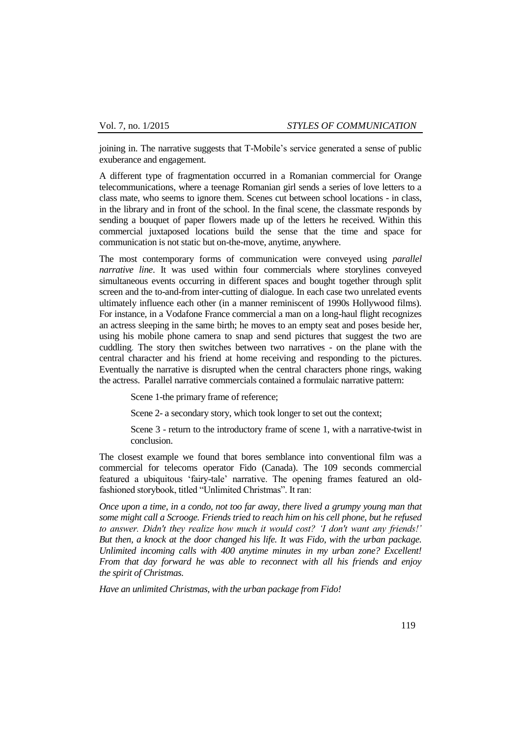joining in. The narrative suggests that T-Mobile's service generated a sense of public exuberance and engagement.

A different type of fragmentation occurred in a Romanian commercial for Orange telecommunications, where a teenage Romanian girl sends a series of love letters to a class mate, who seems to ignore them. Scenes cut between school locations - in class, in the library and in front of the school. In the final scene, the classmate responds by sending a bouquet of paper flowers made up of the letters he received. Within this commercial juxtaposed locations build the sense that the time and space for communication is not static but on-the-move, anytime, anywhere.

The most contemporary forms of communication were conveyed using *parallel narrative line*. It was used within four commercials where storylines conveyed simultaneous events occurring in different spaces and bought together through split screen and the to-and-from inter-cutting of dialogue. In each case two unrelated events ultimately influence each other (in a manner reminiscent of 1990s Hollywood films). For instance, in a Vodafone France commercial a man on a long-haul flight recognizes an actress sleeping in the same birth; he moves to an empty seat and poses beside her, using his mobile phone camera to snap and send pictures that suggest the two are cuddling. The story then switches between two narratives - on the plane with the central character and his friend at home receiving and responding to the pictures. Eventually the narrative is disrupted when the central characters phone rings, waking the actress. Parallel narrative commercials contained a formulaic narrative pattern:

Scene 1-the primary frame of reference;

Scene 2- a secondary story, which took longer to set out the context;

Scene 3 - return to the introductory frame of scene 1, with a narrative-twist in conclusion.

The closest example we found that bores semblance into conventional film was a commercial for telecoms operator Fido (Canada). The 109 seconds commercial featured a ubiquitous 'fairy-tale' narrative. The opening frames featured an old-fashioned storybook, titled "Unlimited Christmas". It ran:

*Once upon a time, in a condo, not too far away, there lived a grumpy young man that some might call a Scrooge. Friends tried to reach him on his cell phone, but he refused to answer. Didn't they realize how much it would cost? 'I don't want any friends!' But then, a knock at the door changed his life. It was Fido, with the urban package. Unlimited incoming calls with 400 anytime minutes in my urban zone? Excellent! From that day forward he was able to reconnect with all his friends and enjoy the spirit of Christmas.*

*Have an unlimited Christmas, with the urban package from Fido!*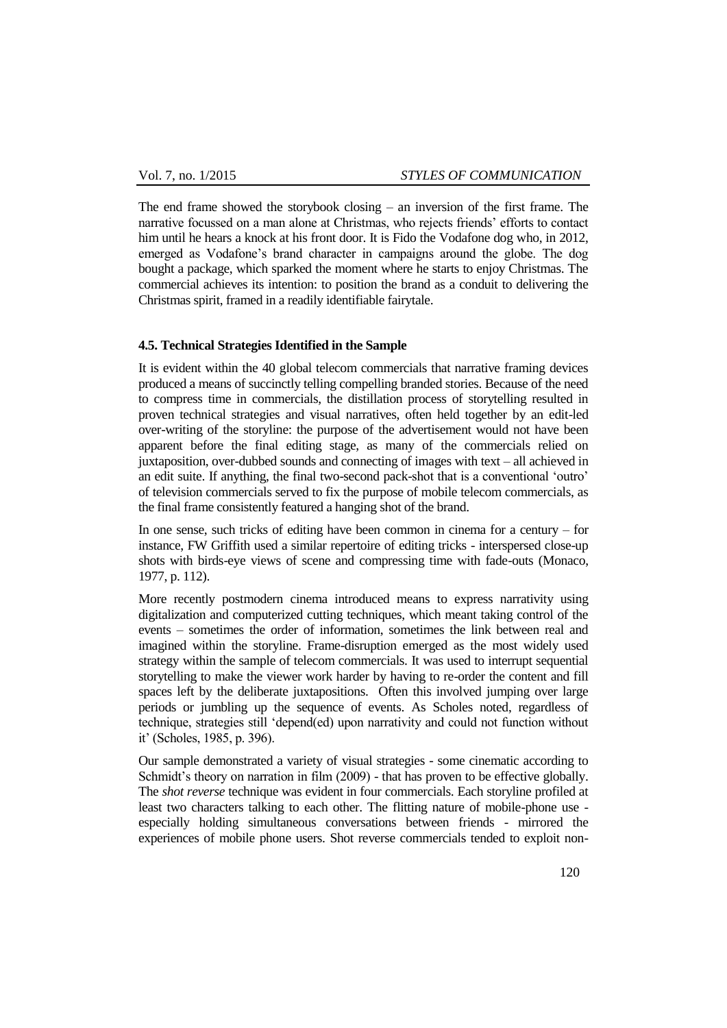The end frame showed the storybook closing – an inversion of the first frame. The narrative focussed on a man alone at Christmas, who rejects friends' efforts to contact him until he hears a knock at his front door. It is Fido the Vodafone dog who, in 2012, emerged as Vodafone's brand character in campaigns around the globe. The dog bought a package, which sparked the moment where he starts to enjoy Christmas. The commercial achieves its intention: to position the brand as a conduit to delivering the Christmas spirit, framed in a readily identifiable fairytale.

#### 4.5. Technical Strategies Identified in the Sample

It is evident within the 40 global telecom commercials that narrative framing devices produced a means of succinctly telling compelling branded stories. Because of the need to compress time in commercials, the distillation process of storytelling resulted in proven technical strategies and visual narratives, often held together by an edit-led over-writing of the storyline: the purpose of the advertisement would not have been apparent before the final editing stage, as many of the commercials relied on juxtaposition, over-dubbed sounds and connecting of images with text – all achieved in an edit suite. If anything, the final two-second pack-shot that is a conventional 'outro' of television commercials served to fix the purpose of mobile telecom commercials, as the final frame consistently featured a hanging shot of the brand.

In one sense, such tricks of editing have been common in cinema for a century – for instance, FW Griffith used a similar repertoire of editing tricks - interspersed close-up shots with birds-eye views of scene and compressing time with fade-outs (Monaco, 1977, p. 112).

More recently postmodern cinema introduced means to express narrativity using digitalization and computerized cutting techniques, which meant taking control of the events – sometimes the order of information, sometimes the link between real and imagined within the storyline. Frame-disruption emerged as the most widely used strategy within the sample of telecom commercials. It was used to interrupt sequential storytelling to make the viewer work harder by having to re-order the content and fill spaces left by the deliberate juxtapositions. Often this involved jumping over large periods or jumbling up the sequence of events. As Scholes noted, regardless of technique, strategies still 'depend(ed) upon narrativity and could not function without it' (Scholes, 1985, p. 396).

Our sample demonstrated a variety of visual strategies - some cinematic according to Schmidt's theory on narration in film (2009) - that has proven to be effective globally. The *shot reverse* technique was evident in four commercials. Each storyline profiled at least two characters talking to each other. The flitting nature of mobile-phone use - especially holding simultaneous conversations between friends - mirrored the experiences of mobile phone users. Shot reverse commercials tended to exploit non-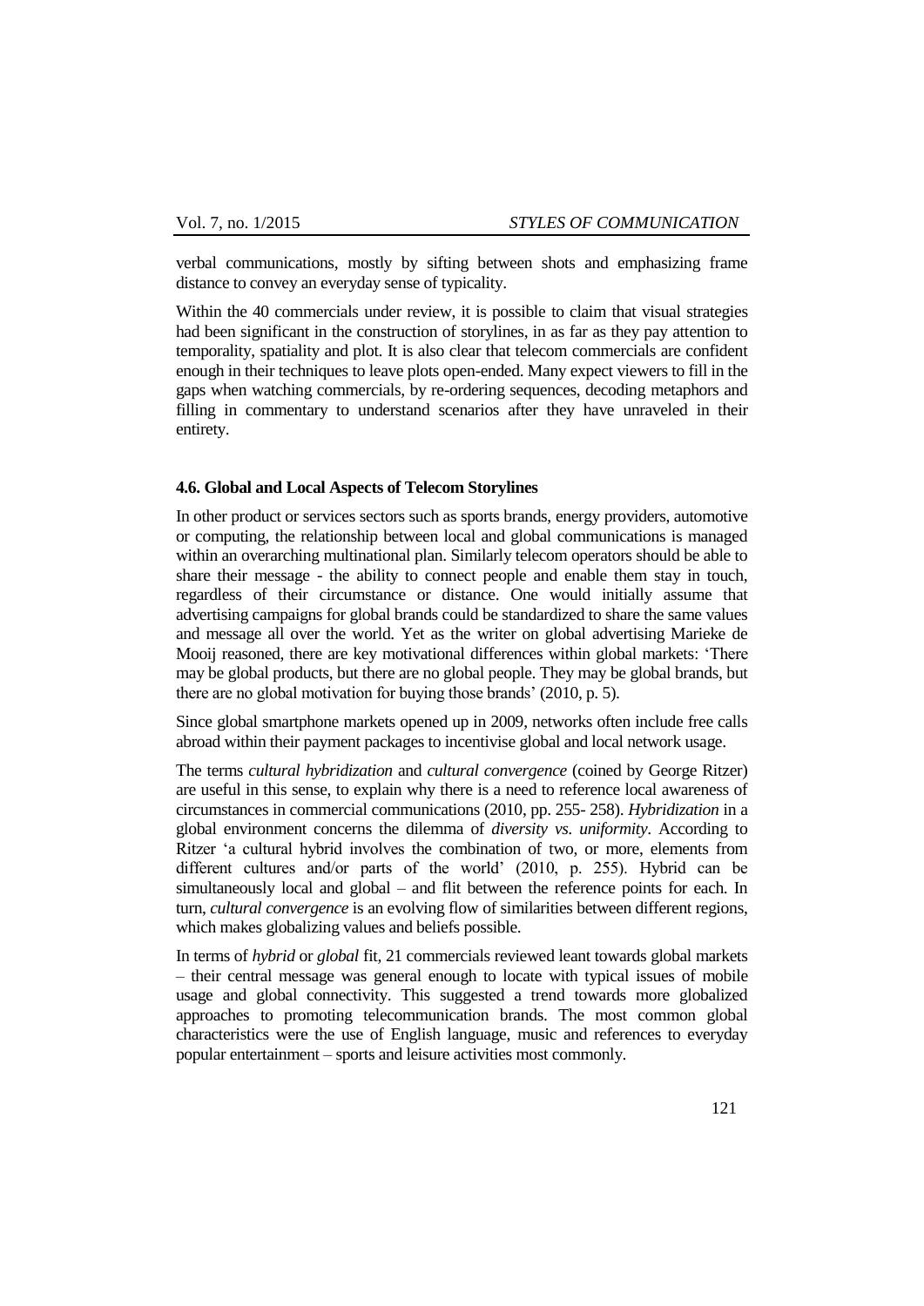verbal communications, mostly by sifting between shots and emphasizing frame distance to convey an everyday sense of typicality.

Within the 40 commercials under review, it is possible to claim that visual strategies had been significant in the construction of storylines, in as far as they pay attention to temporality, spatiality and plot. It is also clear that telecom commercials are confident enough in their techniques to leave plots open-ended. Many expect viewers to fill in the gaps when watching commercials, by re-ordering sequences, decoding metaphors and filling in commentary to understand scenarios after they have unraveled in their entirety.

### 4.6. Global and Local Aspects of Telecom Storylines

In other product or services sectors such as sports brands, energy providers, automotive or computing, the relationship between local and global communications is managed within an overarching multinational plan. Similarly telecom operators should be able to share their message - the ability to connect people and enable them stay in touch, regardless of their circumstance or distance. One would initially assume that advertising campaigns for global brands could be standardized to share the same values and message all over the world. Yet as the writer on global advertising Marieke de Mooij reasoned, there are key motivational differences within global markets: 'There may be global products, but there are no global people. They may be global brands, but there are no global motivation for buying those brands' (2010, p. 5).

Since global smartphone markets opened up in 2009, networks often include free calls abroad within their payment packages to incentivise global and local network usage.

The terms *cultural hybridization* and *cultural convergence* (coined by George Ritzer) are useful in this sense, to explain why there is a need to reference local awareness of circumstances in commercial communications (2010, pp. 255- 258). *Hybridization* in a global environment concerns the dilemma of *diversity vs. uniformity*. According to Ritzer 'a cultural hybrid involves the combination of two, or more, elements from different cultures and/or parts of the world' (2010, p. 255). Hybrid can be simultaneously local and global – and flit between the reference points for each. In turn, *cultural convergence* is an evolving flow of similarities between different regions, which makes globalizing values and beliefs possible.

In terms of *hybrid* or *global* fit, 21 commercials reviewed leant towards global markets – their central message was general enough to locate with typical issues of mobile usage and global connectivity. This suggested a trend towards more globalized approaches to promoting telecommunication brands. The most common global characteristics were the use of English language, music and references to everyday popular entertainment – sports and leisure activities most commonly.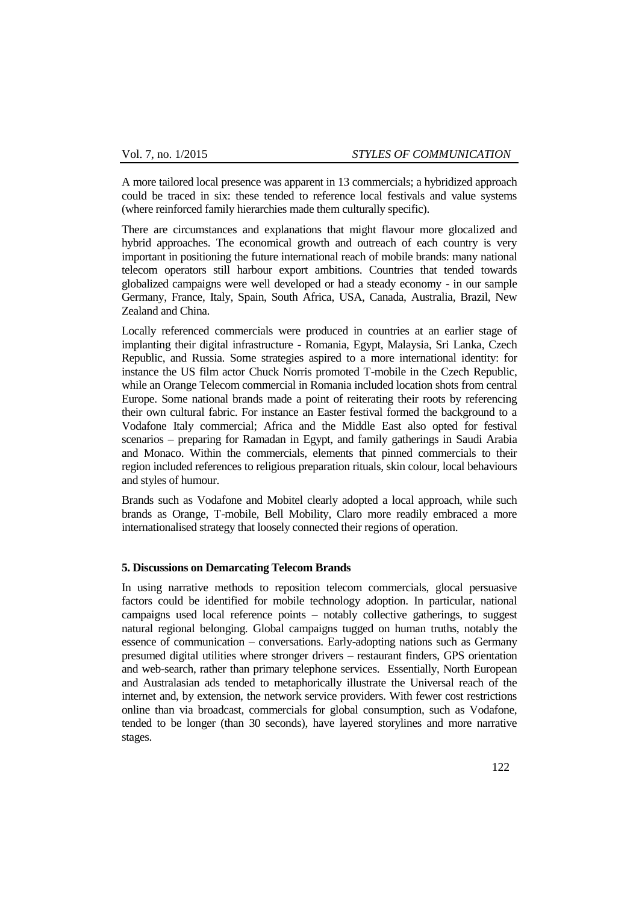A more tailored local presence was apparent in 13 commercials; a hybridized approach could be traced in six: these tended to reference local festivals and value systems (where reinforced family hierarchies made them culturally specific).

There are circumstances and explanations that might flavour more glocalized and hybrid approaches. The economical growth and outreach of each country is very important in positioning the future international reach of mobile brands: many national telecom operators still harbour export ambitions. Countries that tended towards globalized campaigns were well developed or had a steady economy - in our sample Germany, France, Italy, Spain, South Africa, USA, Canada, Australia, Brazil, New Zealand and China.

Locally referenced commercials were produced in countries at an earlier stage of implanting their digital infrastructure - Romania, Egypt, Malaysia, Sri Lanka, Czech Republic, and Russia. Some strategies aspired to a more international identity: for instance the US film actor Chuck Norris promoted T-mobile in the Czech Republic, while an Orange Telecom commercial in Romania included location shots from central Europe. Some national brands made a point of reiterating their roots by referencing their own cultural fabric. For instance an Easter festival formed the background to a Vodafone Italy commercial; Africa and the Middle East also opted for festival scenarios – preparing for Ramadan in Egypt, and family gatherings in Saudi Arabia and Monaco. Within the commercials, elements that pinned commercials to their region included references to religious preparation rituals, skin colour, local behaviours and styles of humour.

Brands such as Vodafone and Mobitel clearly adopted a local approach, while such brands as Orange, T-mobile, Bell Mobility, Claro more readily embraced a more internationalised strategy that loosely connected their regions of operation.

## 5. Discussions on Demarcating Telecom Brands

In using narrative methods to reposition telecom commercials, glocal persuasive factors could be identified for mobile technology adoption. In particular, national campaigns used local reference points – notably collective gatherings, to suggest natural regional belonging. Global campaigns tugged on human truths, notably the essence of communication – conversations. Early-adopting nations such as Germany presumed digital utilities where stronger drivers – restaurant finders, GPS orientation and web-search, rather than primary telephone services. Essentially, North European and Australasian ads tended to metaphorically illustrate the Universal reach of the internet and, by extension, the network service providers. With fewer cost restrictions online than via broadcast, commercials for global consumption, such as Vodafone, tended to be longer (than 30 seconds), have layered storylines and more narrative stages.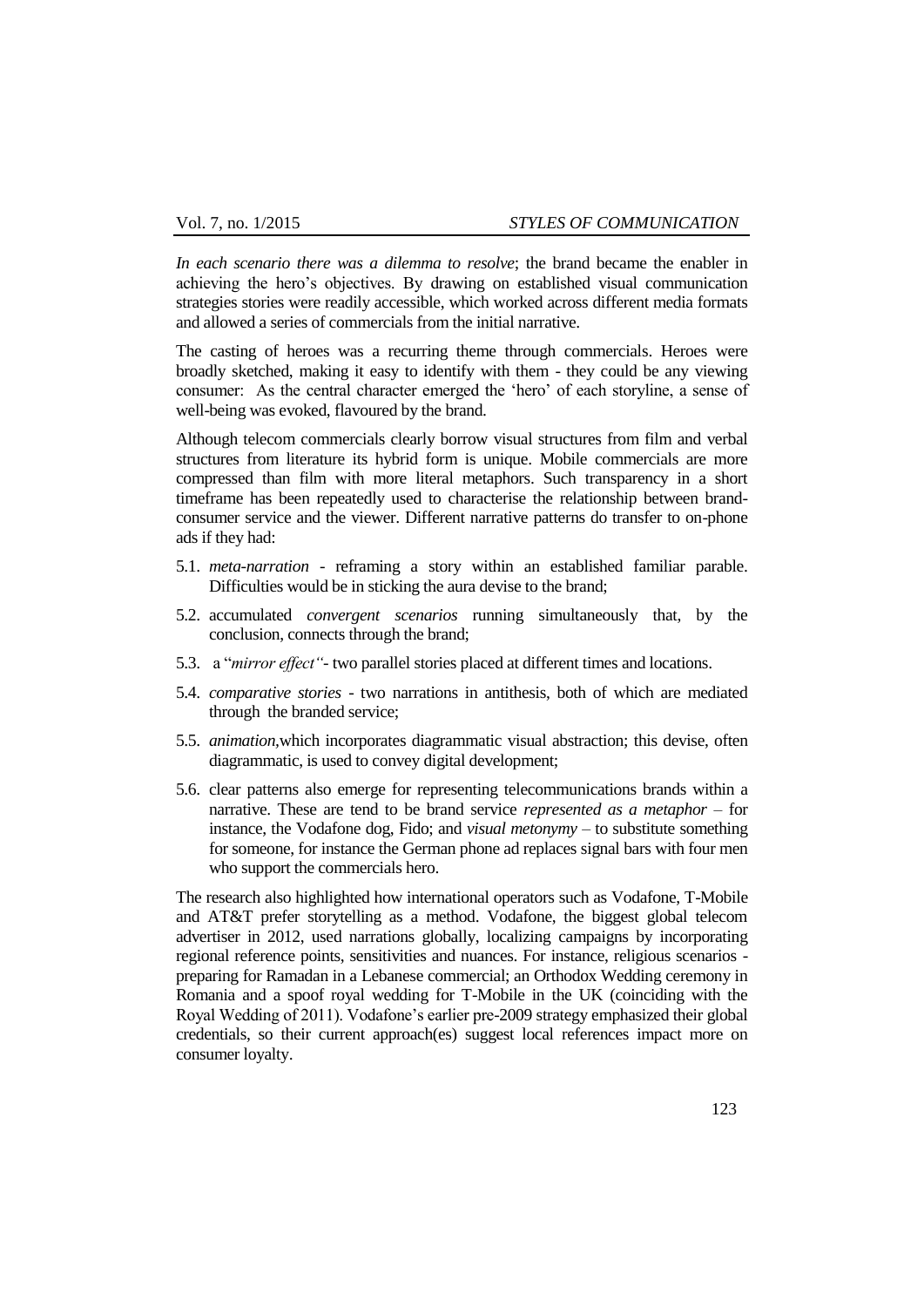*In each scenario there was a dilemma to resolve*; the brand became the enabler in achieving the hero's objectives. By drawing on established visual communication strategies stories were readily accessible, which worked across different media formats and allowed a series of commercials from the initial narrative.

The casting of heroes was a recurring theme through commercials. Heroes were broadly sketched, making it easy to identify with them - they could be any viewing consumer: As the central character emerged the 'hero' of each storyline, a sense of well-being was evoked, flavoured by the brand.

Although telecom commercials clearly borrow visual structures from film and verbal structures from literature its hybrid form is unique. Mobile commercials are more compressed than film with more literal metaphors. Such transparency in a short timeframe has been repeatedly used to characterise the relationship between brand-consumer service and the viewer. Different narrative patterns do transfer to on-phone ads if they had:

5.1. *meta-narration* - reframing a story within an established familiar parable. Difficulties would be in sticking the aura devise to the brand;

5.2. accumulated *convergent scenarios* running simultaneously that, by the conclusion, connects through the brand;

5.3. a "*mirror effect*"- two parallel stories placed at different times and locations.

5.4. *comparative stories* - two narrations in antithesis, both of which are mediated through the branded service;

5.5. *animation*,which incorporates diagrammatic visual abstraction; this devise, often diagrammatic, is used to convey digital development;

5.6. clear patterns also emerge for representing telecommunications brands within a narrative. These are tend to be brand service *represented as a metaphor* – for instance, the Vodafone dog, Fido; and *visual metonymy* – to substitute something for someone, for instance the German phone ad replaces signal bars with four men who support the commercials hero.

The research also highlighted how international operators such as Vodafone, T-Mobile and AT&T prefer storytelling as a method. Vodafone, the biggest global telecom advertiser in 2012, used narrations globally, localizing campaigns by incorporating regional reference points, sensitivities and nuances. For instance, religious scenarios - preparing for Ramadan in a Lebanese commercial; an Orthodox Wedding ceremony in Romania and a spoof royal wedding for T-Mobile in the UK (coinciding with the Royal Wedding of 2011). Vodafone's earlier pre-2009 strategy emphasized their global credentials, so their current approach(es) suggest local references impact more on consumer loyalty.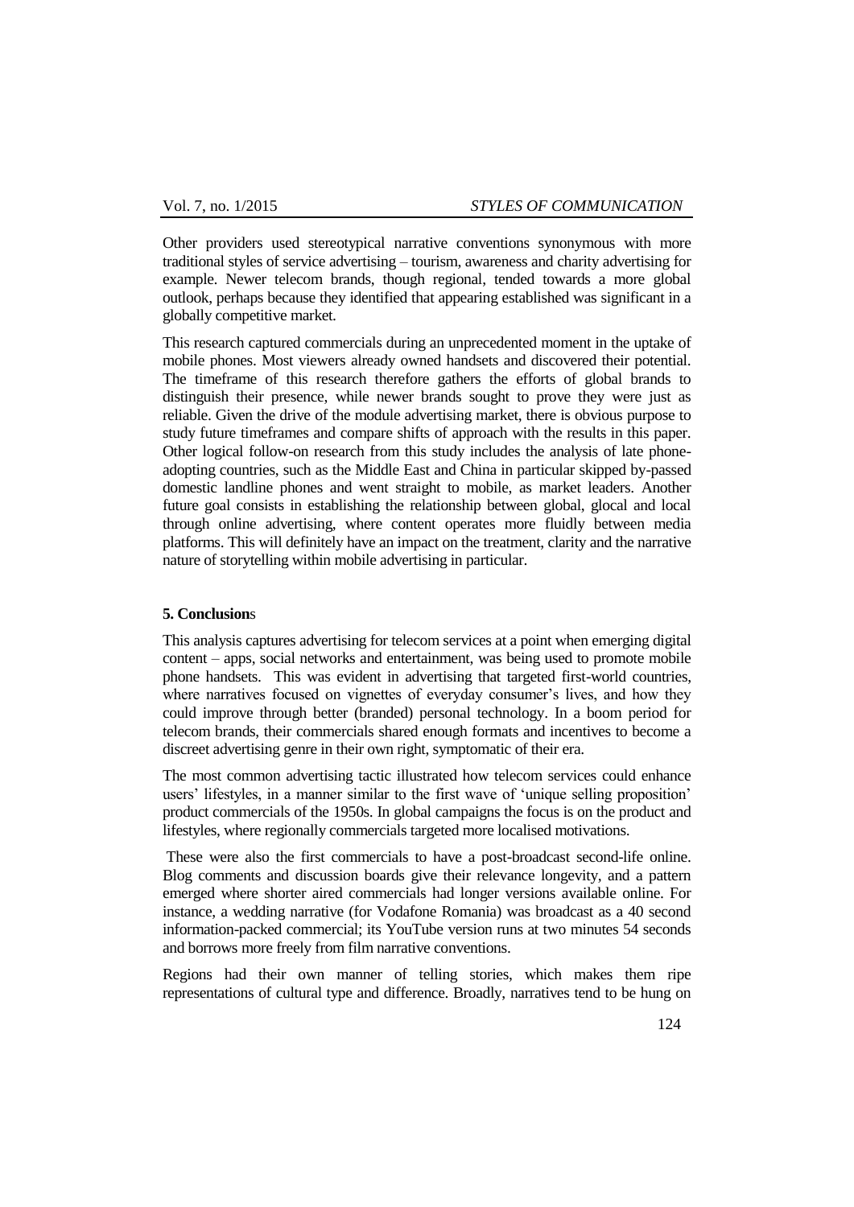Other providers used stereotypical narrative conventions synonymous with more traditional styles of service advertising – tourism, awareness and charity advertising for example. Newer telecom brands, though regional, tended towards a more global outlook, perhaps because they identified that appearing established was significant in a globally competitive market.

This research captured commercials during an unprecedented moment in the uptake of mobile phones. Most viewers already owned handsets and discovered their potential. The timeframe of this research therefore gathers the efforts of global brands to distinguish their presence, while newer brands sought to prove they were just as reliable. Given the drive of the module advertising market, there is obvious purpose to study future timeframes and compare shifts of approach with the results in this paper. Other logical follow-on research from this study includes the analysis of late phone-adopting countries, such as the Middle East and China in particular skipped by-passed domestic landline phones and went straight to mobile, as market leaders. Another future goal consists in establishing the relationship between global, glocal and local through online advertising, where content operates more fluidly between media platforms. This will definitely have an impact on the treatment, clarity and the narrative nature of storytelling within mobile advertising in particular.

### 5. Conclusions

This analysis captures advertising for telecom services at a point when emerging digital content – apps, social networks and entertainment, was being used to promote mobile phone handsets. This was evident in advertising that targeted first-world countries, where narratives focused on vignettes of everyday consumer's lives, and how they could improve through better (branded) personal technology. In a boom period for telecom brands, their commercials shared enough formats and incentives to become a discreet advertising genre in their own right, symptomatic of their era.

The most common advertising tactic illustrated how telecom services could enhance users' lifestyles, in a manner similar to the first wave of 'unique selling proposition' product commercials of the 1950s. In global campaigns the focus is on the product and lifestyles, where regionally commercials targeted more localised motivations.

These were also the first commercials to have a post-broadcast second-life online. Blog comments and discussion boards give their relevance longevity, and a pattern emerged where shorter aired commercials had longer versions available online. For instance, a wedding narrative (for Vodafone Romania) was broadcast as a 40 second information-packed commercial; its YouTube version runs at two minutes 54 seconds and borrows more freely from film narrative conventions.

Regions had their own manner of telling stories, which makes them ripe representations of cultural type and difference. Broadly, narratives tend to be hung on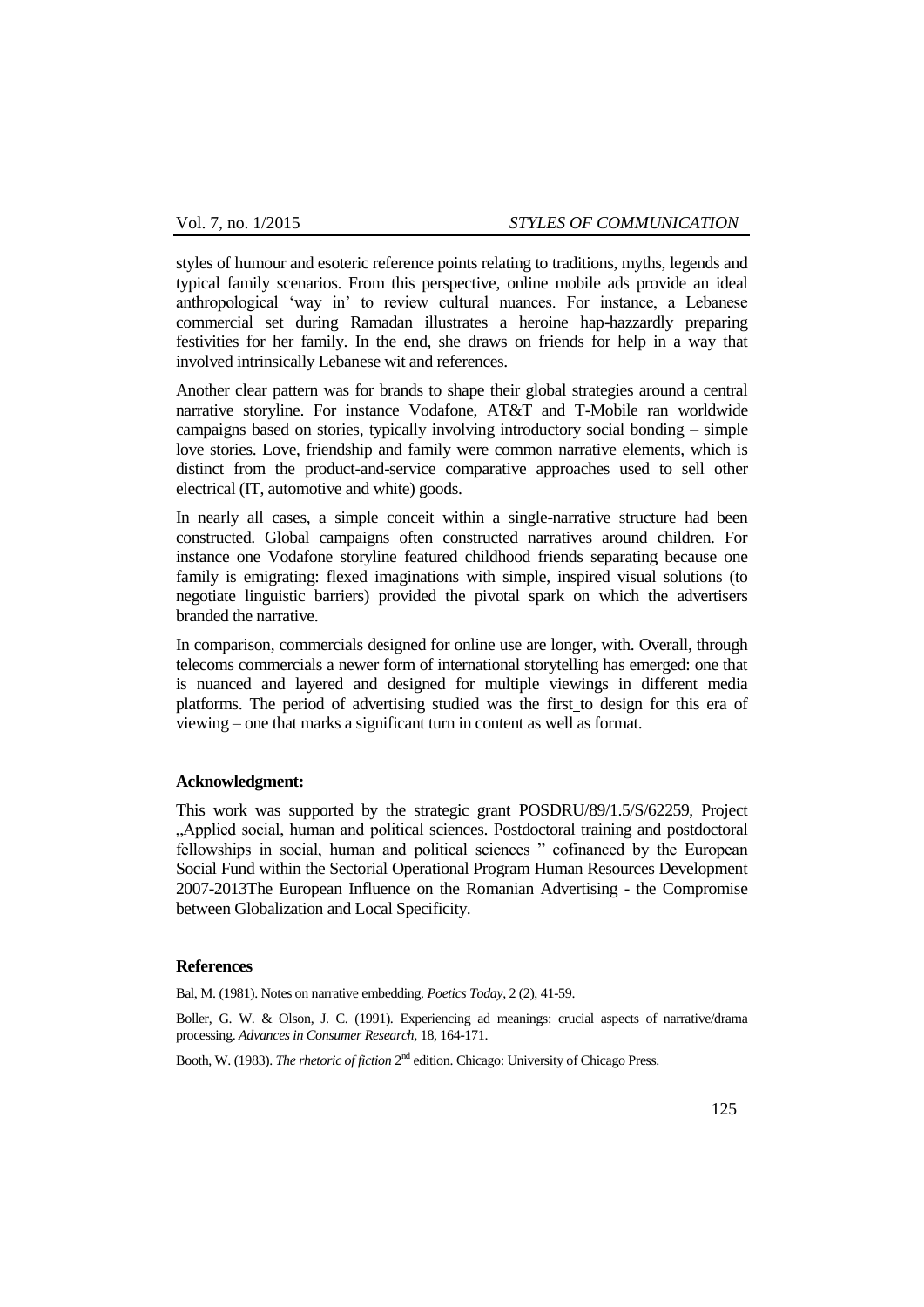styles of humour and esoteric reference points relating to traditions, myths, legends and typical family scenarios. From this perspective, online mobile ads provide an ideal anthropological 'way in' to review cultural nuances. For instance, a Lebanese commercial set during Ramadan illustrates a heroine hap-hazzardly preparing festivities for her family. In the end, she draws on friends for help in a way that involved intrinsically Lebanese wit and references.

Another clear pattern was for brands to shape their global strategies around a central narrative storyline. For instance Vodafone, AT&T and T-Mobile ran worldwide campaigns based on stories, typically involving introductory social bonding – simple love stories. Love, friendship and family were common narrative elements, which is distinct from the product-and-service comparative approaches used to sell other electrical (IT, automotive and white) goods.

In nearly all cases, a simple conceit within a single-narrative structure had been constructed. Global campaigns often constructed narratives around children. For instance one Vodafone storyline featured childhood friends separating because one family is emigrating: flexed imaginations with simple, inspired visual solutions (to negotiate linguistic barriers) provided the pivotal spark on which the advertisers branded the narrative.

In comparison, commercials designed for online use are longer, with. Overall, through telecoms commercials a newer form of international storytelling has emerged: one that is nuanced and layered and designed for multiple viewings in different media platforms. The period of advertising studied was the first to design for this era of viewing – one that marks a significant turn in content as well as format.

#### Acknowledgment:

This work was supported by the strategic grant POSDRU/89/1.5/S/62259, Project „Applied social, human and political sciences. Postdoctoral training and postdoctoral fellowships in social, human and political sciences " cofinanced by the European Social Fund within the Sectorial Operational Program Human Resources Development 2007-2013The European Influence on the Romanian Advertising - the Compromise between Globalization and Local Specificity.

#### References

Bal, M. (1981). Notes on narrative embedding. *Poetics Today*, 2 (2), 41-59.

Boller, G. W. & Olson, J. C. (1991). Experiencing ad meanings: crucial aspects of narrative/drama processing. *Advances in Consumer Research*, 18, 164-171.

Booth, W. (1983). *The rhetoric of fiction* 2nd edition. Chicago: University of Chicago Press.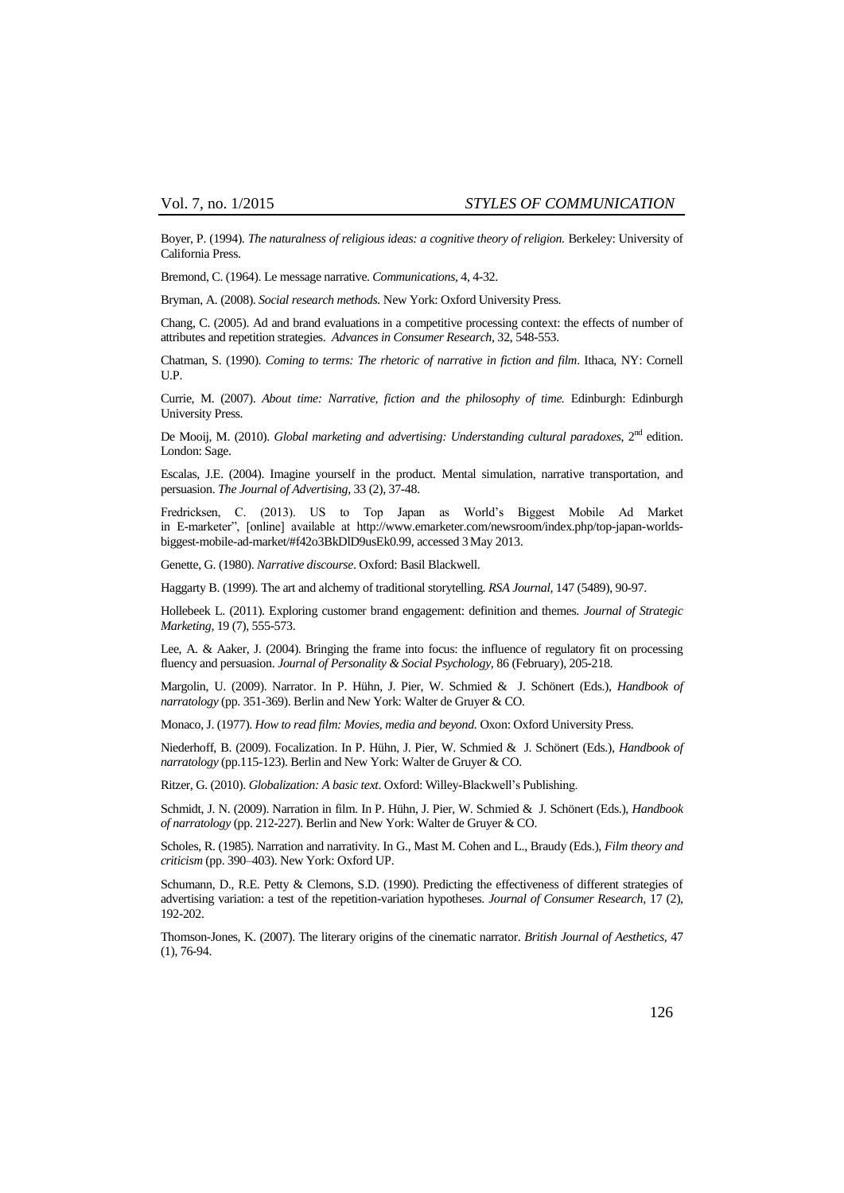Boyer, P. (1994). *The naturalness of religious ideas: a cognitive theory of religion.* Berkeley: University of California Press.

Bremond, C. (1964). Le message narrative. *Communications,* 4, 4-32.

Bryman, A. (2008). *Social research methods.* New York: Oxford University Press.

Chang, C. (2005). Ad and brand evaluations in a competitive processing context: the effects of number of attributes and repetition strategies. *Advances in Consumer Research,* 32, 548-553.

Chatman, S. (1990). *Coming to terms: The rhetoric of narrative in fiction and film*. Ithaca, NY: Cornell U.P.

Currie, M. (2007). *About time: Narrative, fiction and the philosophy of time.* Edinburgh: Edinburgh University Press.

De Mooij, M. (2010). *Global marketing and advertising: Understanding cultural paradoxes,* 2nd edition. London: Sage.

Escalas, J.E. (2004). Imagine yourself in the product. Mental simulation, narrative transportation, and persuasion. *The Journal of Advertising,* 33 (2), 37-48.

Fredricksen, C. (2013). US to Top Japan as World's Biggest Mobile Ad Market in E-marketer", [online] available at http://www.emarketer.com/newsroom/index.php/top-japan-worlds-biggest-mobile-ad-market/#f42o3BkDlD9usEk0.99, accessed 3 May 2013.

Genette, G. (1980). *Narrative discourse*. Oxford: Basil Blackwell.

Haggarty B. (1999). The art and alchemy of traditional storytelling. *RSA Journal,* 147 (5489), 90-97.

Hollebeek L. (2011). Exploring customer brand engagement: definition and themes. *Journal of Strategic Marketing,* 19 (7), 555-573.

Lee, A. & Aaker, J. (2004). Bringing the frame into focus: the influence of regulatory fit on processing fluency and persuasion. *Journal of Personality & Social Psychology,* 86 (February), 205-218.

Margolin, U. (2009). Narrator. In P. Hühn, J. Pier, W. Schmied & J. Schönert (Eds.), *Handbook of narratology* (pp. 351-369). Berlin and New York: Walter de Gruyer & CO.

Monaco, J. (1977). *How to read film: Movies, media and beyond.* Oxon: Oxford University Press.

Niederhoff, B. (2009). Focalization. In P. Hühn, J. Pier, W. Schmied & J. Schönert (Eds.), *Handbook of narratology* (pp.115-123). Berlin and New York: Walter de Gruyer & CO.

Ritzer, G. (2010). *Globalization: A basic text*. Oxford: Willey-Blackwell's Publishing.

Schmidt, J. N. (2009). Narration in film. In P. Hühn, J. Pier, W. Schmied & J. Schönert (Eds.), *Handbook of narratology* (pp. 212-227). Berlin and New York: Walter de Gruyer & CO.

Scholes, R. (1985). Narration and narrativity. In G., Mast M. Cohen and L., Braudy (Eds.), *Film theory and criticism* (pp. 390–403). New York: Oxford UP.

Schumann, D., R.E. Petty & Clemons, S.D. (1990). Predicting the effectiveness of different strategies of advertising variation: a test of the repetition-variation hypotheses. *Journal of Consumer Research,* 17 (2), 192-202.

Thomson-Jones, K. (2007). The literary origins of the cinematic narrator. *British Journal of Aesthetics,* 47 (1), 76-94.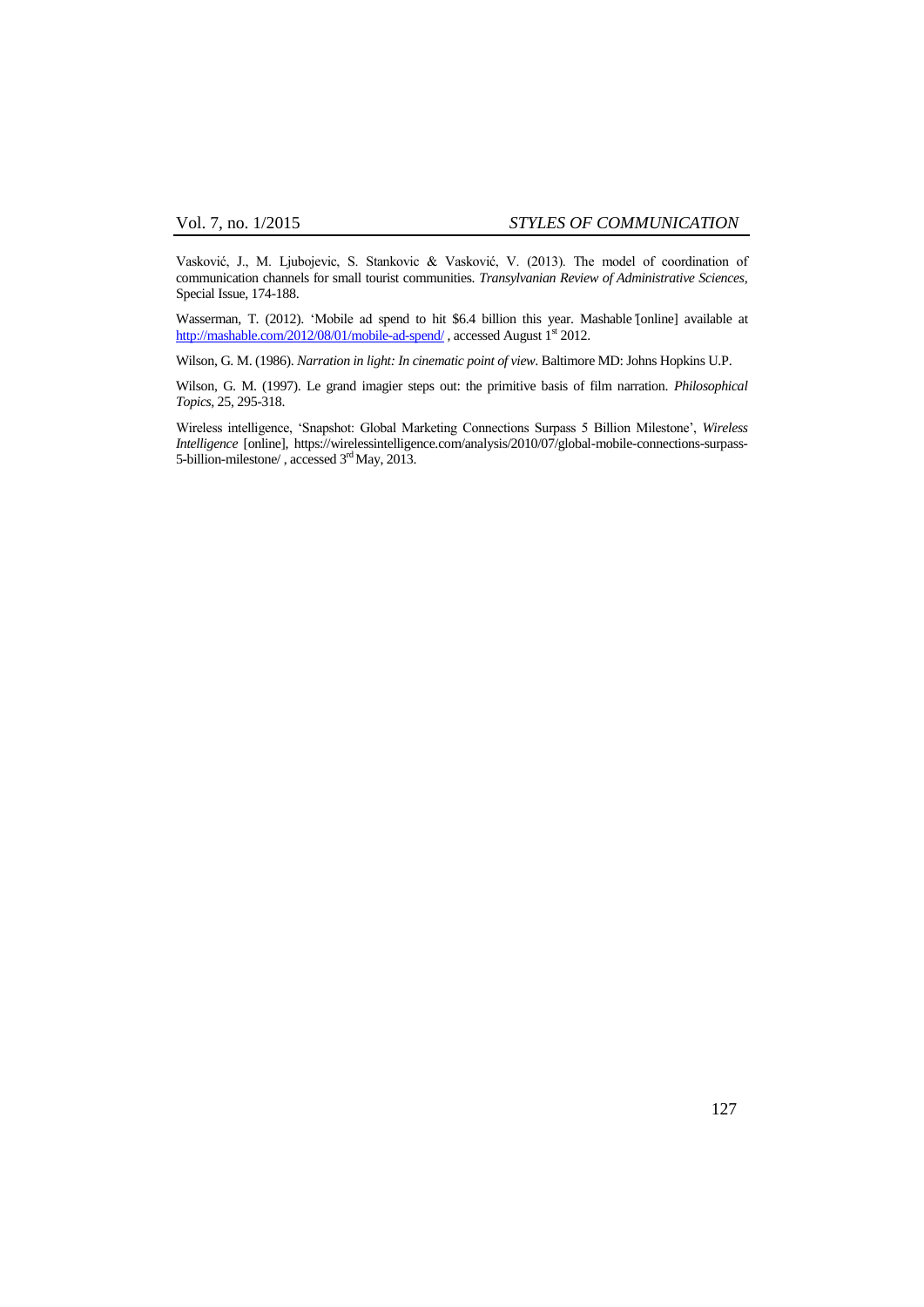Vasković, J., M. Ljubojevic, S. Stankovic & Vasković, V. (2013). The model of coordination of communication channels for small tourist communities. *Transylvanian Review of Administrative Sciences*, Special Issue, 174-188.

Wasserman, T. (2012). 'Mobile ad spend to hit $6.4 billion this year. Mashable'[online] available at http://mashable.com/2012/08/01/mobile-ad-spend/ , accessed August 1st 2012.

Wilson, G. M. (1986). *Narration in light: In cinematic point of view*. Baltimore MD: Johns Hopkins U.P.

Wilson, G. M. (1997). Le grand imagier steps out: the primitive basis of film narration. *Philosophical Topics*, 25, 295-318.

Wireless intelligence, 'Snapshot: Global Marketing Connections Surpass 5 Billion Milestone', *Wireless Intelligence* [online], https://wirelessintelligence.com/analysis/2010/07/global-mobile-connections-surpass-5-billion-milestone/ , accessed 3rd May, 2013.